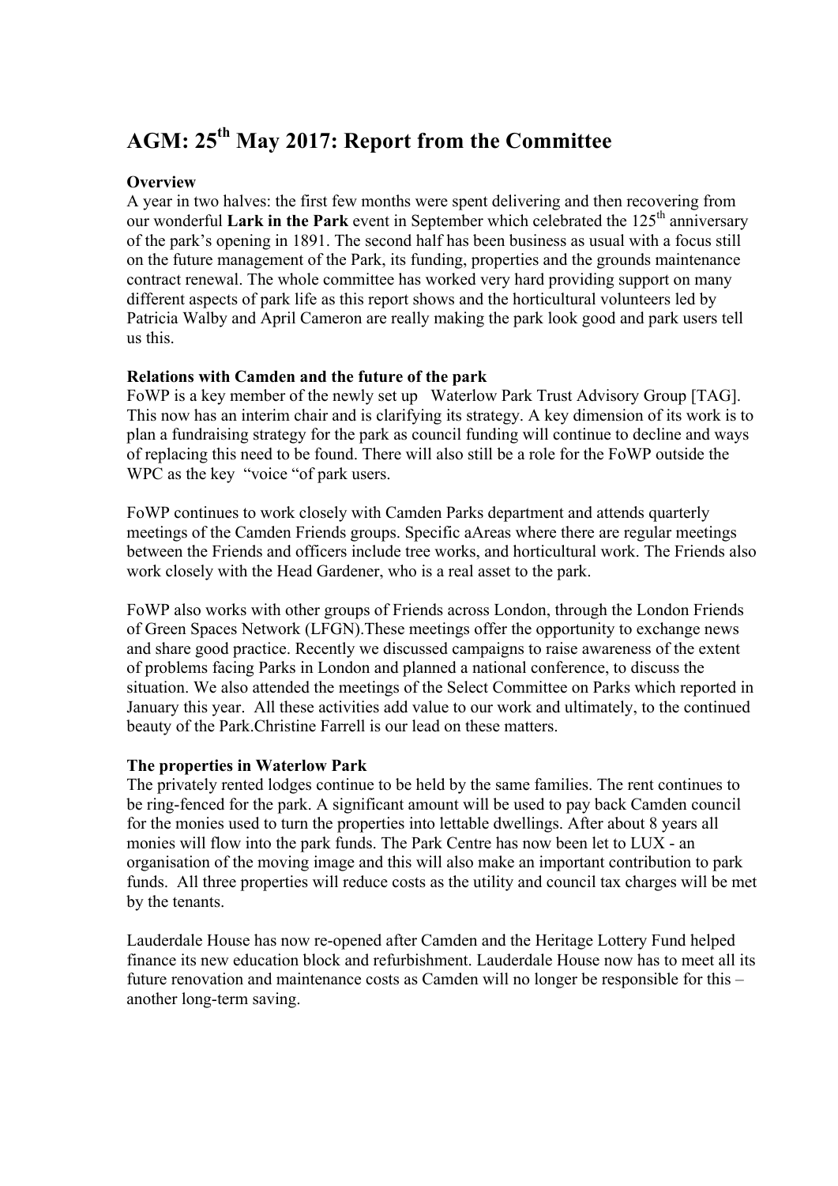# AGM: 25th May 2017: Report from the Committee

**Overview**

A year in two halves: the first few months were spent delivering and then recovering from our wonderful **Lark in the Park** event in September which celebrated the 125th anniversary of the park's opening in 1891. The second half has been business as usual with a focus still on the future management of the Park, its funding, properties and the grounds maintenance contract renewal. The whole committee has worked very hard providing support on many different aspects of park life as this report shows and the horticultural volunteers led by Patricia Walby and April Cameron are really making the park look good and park users tell us this.

**Relations with Camden and the future of the park**

FoWP is a key member of the newly set up Waterlow Park Trust Advisory Group [TAG]. This now has an interim chair and is clarifying its strategy. A key dimension of its work is to plan a fundraising strategy for the park as council funding will continue to decline and ways of replacing this need to be found. There will also still be a role for the FoWP outside the WPC as the key "voice "of park users.

FoWP continues to work closely with Camden Parks department and attends quarterly meetings of the Camden Friends groups. Specific aAreas where there are regular meetings between the Friends and officers include tree works, and horticultural work. The Friends also work closely with the Head Gardener, who is a real asset to the park.

FoWP also works with other groups of Friends across London, through the London Friends of Green Spaces Network (LFGN).These meetings offer the opportunity to exchange news and share good practice. Recently we discussed campaigns to raise awareness of the extent of problems facing Parks in London and planned a national conference, to discuss the situation. We also attended the meetings of the Select Committee on Parks which reported in January this year. All these activities add value to our work and ultimately, to the continued beauty of the Park.Christine Farrell is our lead on these matters.

**The properties in Waterlow Park**

The privately rented lodges continue to be held by the same families. The rent continues to be ring-fenced for the park. A significant amount will be used to pay back Camden council for the monies used to turn the properties into lettable dwellings. After about 8 years all monies will flow into the park funds. The Park Centre has now been let to LUX - an organisation of the moving image and this will also make an important contribution to park funds. All three properties will reduce costs as the utility and council tax charges will be met by the tenants.

Lauderdale House has now re-opened after Camden and the Heritage Lottery Fund helped finance its new education block and refurbishment. Lauderdale House now has to meet all its future renovation and maintenance costs as Camden will no longer be responsible for this – another long-term saving.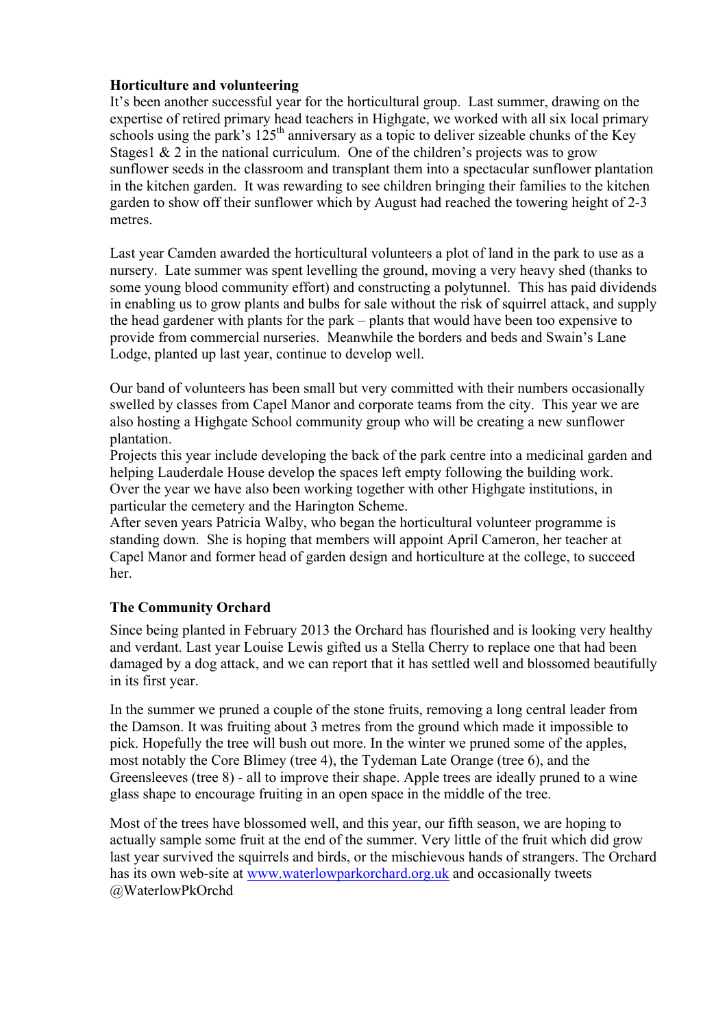## Horticulture and volunteering

It's been another successful year for the horticultural group. Last summer, drawing on the expertise of retired primary head teachers in Highgate, we worked with all six local primary schools using the park's 125th anniversary as a topic to deliver sizeable chunks of the Key Stages1 & 2 in the national curriculum. One of the children's projects was to grow sunflower seeds in the classroom and transplant them into a spectacular sunflower plantation in the kitchen garden. It was rewarding to see children bringing their families to the kitchen garden to show off their sunflower which by August had reached the towering height of 2-3 metres.

Last year Camden awarded the horticultural volunteers a plot of land in the park to use as a nursery. Late summer was spent levelling the ground, moving a very heavy shed (thanks to some young blood community effort) and constructing a polytunnel. This has paid dividends in enabling us to grow plants and bulbs for sale without the risk of squirrel attack, and supply the head gardener with plants for the park – plants that would have been too expensive to provide from commercial nurseries. Meanwhile the borders and beds and Swain's Lane Lodge, planted up last year, continue to develop well.

Our band of volunteers has been small but very committed with their numbers occasionally swelled by classes from Capel Manor and corporate teams from the city. This year we are also hosting a Highgate School community group who will be creating a new sunflower plantation.

Projects this year include developing the back of the park centre into a medicinal garden and helping Lauderdale House develop the spaces left empty following the building work.

Over the year we have also been working together with other Highgate institutions, in particular the cemetery and the Harington Scheme.

After seven years Patricia Walby, who began the horticultural volunteer programme is standing down. She is hoping that members will appoint April Cameron, her teacher at Capel Manor and former head of garden design and horticulture at the college, to succeed her.

## The Community Orchard

Since being planted in February 2013 the Orchard has flourished and is looking very healthy and verdant. Last year Louise Lewis gifted us a Stella Cherry to replace one that had been damaged by a dog attack, and we can report that it has settled well and blossomed beautifully in its first year.

In the summer we pruned a couple of the stone fruits, removing a long central leader from the Damson. It was fruiting about 3 metres from the ground which made it impossible to pick. Hopefully the tree will bush out more. In the winter we pruned some of the apples, most notably the Core Blimey (tree 4), the Tydeman Late Orange (tree 6), and the Greensleeves (tree 8) - all to improve their shape. Apple trees are ideally pruned to a wine glass shape to encourage fruiting in an open space in the middle of the tree.

Most of the trees have blossomed well, and this year, our fifth season, we are hoping to actually sample some fruit at the end of the summer. Very little of the fruit which did grow last year survived the squirrels and birds, or the mischievous hands of strangers. The Orchard has its own web-site at www.waterlowparkorchard.org.uk and occasionally tweets @WaterlowPkOrchd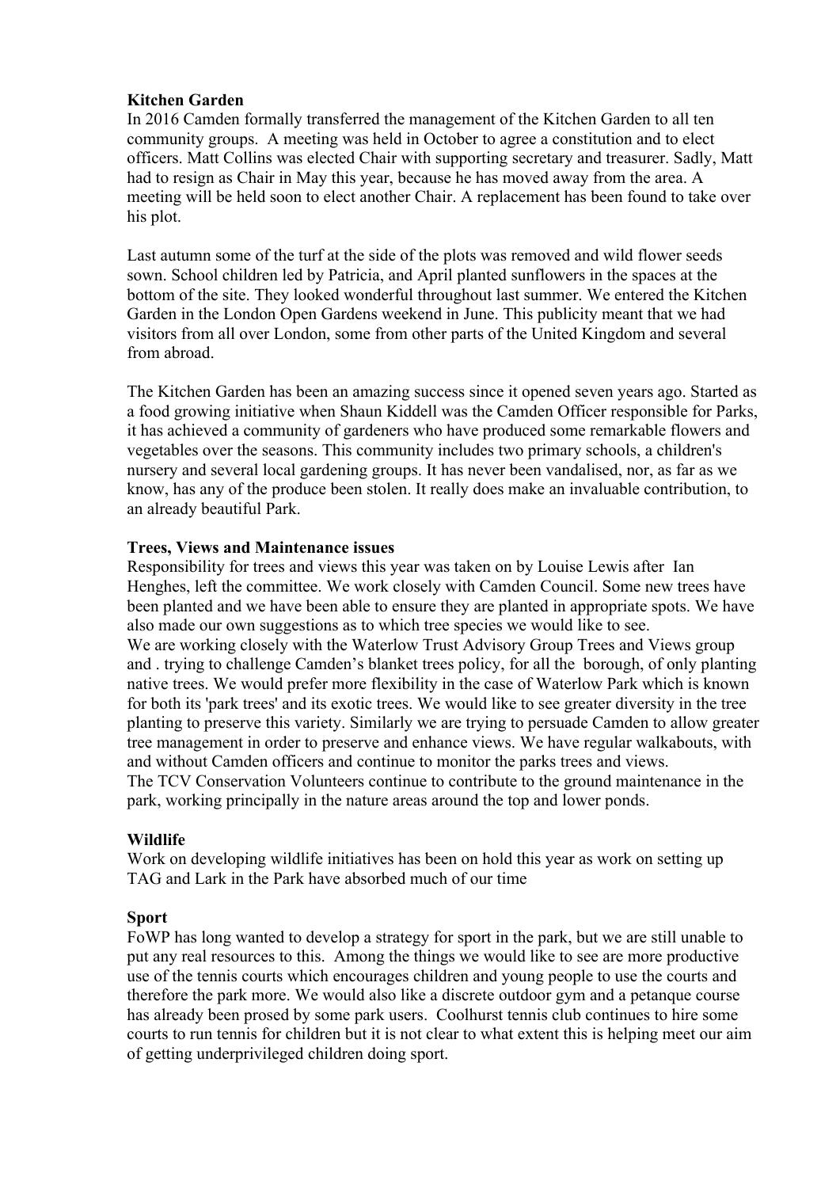**Kitchen Garden**

In 2016 Camden formally transferred the management of the Kitchen Garden to all ten community groups. A meeting was held in October to agree a constitution and to elect officers. Matt Collins was elected Chair with supporting secretary and treasurer. Sadly, Matt had to resign as Chair in May this year, because he has moved away from the area. A meeting will be held soon to elect another Chair. A replacement has been found to take over his plot.

Last autumn some of the turf at the side of the plots was removed and wild flower seeds sown. School children led by Patricia, and April planted sunflowers in the spaces at the bottom of the site. They looked wonderful throughout last summer. We entered the Kitchen Garden in the London Open Gardens weekend in June. This publicity meant that we had visitors from all over London, some from other parts of the United Kingdom and several from abroad.

The Kitchen Garden has been an amazing success since it opened seven years ago. Started as a food growing initiative when Shaun Kiddell was the Camden Officer responsible for Parks, it has achieved a community of gardeners who have produced some remarkable flowers and vegetables over the seasons. This community includes two primary schools, a children's nursery and several local gardening groups. It has never been vandalised, nor, as far as we know, has any of the produce been stolen. It really does make an invaluable contribution, to an already beautiful Park.

**Trees, Views and Maintenance issues**

Responsibility for trees and views this year was taken on by Louise Lewis after Ian Henghes, left the committee. We work closely with Camden Council. Some new trees have been planted and we have been able to ensure they are planted in appropriate spots. We have also made our own suggestions as to which tree species we would like to see.
We are working closely with the Waterlow Trust Advisory Group Trees and Views group and . trying to challenge Camden's blanket trees policy, for all the borough, of only planting native trees. We would prefer more flexibility in the case of Waterlow Park which is known for both its 'park trees' and its exotic trees. We would like to see greater diversity in the tree planting to preserve this variety. Similarly we are trying to persuade Camden to allow greater tree management in order to preserve and enhance views. We have regular walkabouts, with and without Camden officers and continue to monitor the parks trees and views.
The TCV Conservation Volunteers continue to contribute to the ground maintenance in the park, working principally in the nature areas around the top and lower ponds.

**Wildlife**

Work on developing wildlife initiatives has been on hold this year as work on setting up TAG and Lark in the Park have absorbed much of our time

**Sport**

FoWP has long wanted to develop a strategy for sport in the park, but we are still unable to put any real resources to this. Among the things we would like to see are more productive use of the tennis courts which encourages children and young people to use the courts and therefore the park more. We would also like a discrete outdoor gym and a petanque course has already been prosed by some park users. Coolhurst tennis club continues to hire some courts to run tennis for children but it is not clear to what extent this is helping meet our aim of getting underprivileged children doing sport.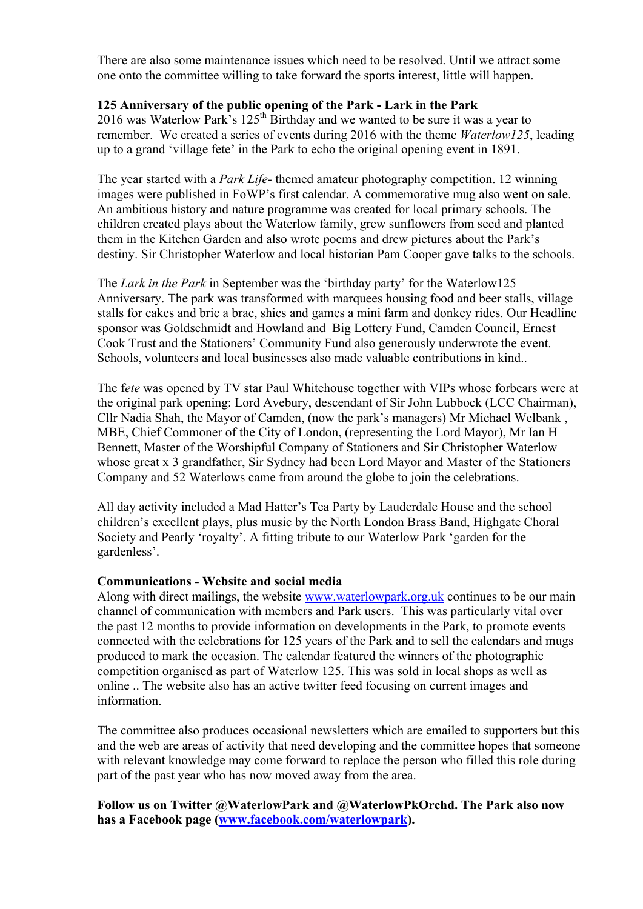There are also some maintenance issues which need to be resolved. Until we attract some one onto the committee willing to take forward the sports interest, little will happen.

**125 Anniversary of the public opening of the Park - Lark in the Park**
2016 was Waterlow Park's 125[th] Birthday and we wanted to be sure it was a year to remember. We created a series of events during 2016 with the theme *Waterlow125*, leading up to a grand 'village fete' in the Park to echo the original opening event in 1891.

The year started with a *Park Life*- themed amateur photography competition. 12 winning images were published in FoWP's first calendar. A commemorative mug also went on sale. An ambitious history and nature programme was created for local primary schools. The children created plays about the Waterlow family, grew sunflowers from seed and planted them in the Kitchen Garden and also wrote poems and drew pictures about the Park's destiny. Sir Christopher Waterlow and local historian Pam Cooper gave talks to the schools.

The *Lark in the Park* in September was the 'birthday party' for the Waterlow125 Anniversary. The park was transformed with marquees housing food and beer stalls, village stalls for cakes and bric a brac, shies and games a mini farm and donkey rides. Our Headline sponsor was Goldschmidt and Howland and Big Lottery Fund, Camden Council, Ernest Cook Trust and the Stationers' Community Fund also generously underwrote the event. Schools, volunteers and local businesses also made valuable contributions in kind..

The f*ete* was opened by TV star Paul Whitehouse together with VIPs whose forbears were at the original park opening: Lord Avebury, descendant of Sir John Lubbock (LCC Chairman), Cllr Nadia Shah, the Mayor of Camden, (now the park's managers) Mr Michael Welbank , MBE, Chief Commoner of the City of London, (representing the Lord Mayor), Mr Ian H Bennett, Master of the Worshipful Company of Stationers and Sir Christopher Waterlow whose great x 3 grandfather, Sir Sydney had been Lord Mayor and Master of the Stationers Company and 52 Waterlows came from around the globe to join the celebrations.

All day activity included a Mad Hatter's Tea Party by Lauderdale House and the school children's excellent plays, plus music by the North London Brass Band, Highgate Choral Society and Pearly 'royalty'. A fitting tribute to our Waterlow Park 'garden for the gardenless'.

**Communications - Website and social media**
Along with direct mailings, the website [www.waterlowpark.org.uk](http://www.waterlowpark.org.uk) continues to be our main channel of communication with members and Park users. This was particularly vital over the past 12 months to provide information on developments in the Park, to promote events connected with the celebrations for 125 years of the Park and to sell the calendars and mugs produced to mark the occasion. The calendar featured the winners of the photographic competition organised as part of Waterlow 125. This was sold in local shops as well as online .. The website also has an active twitter feed focusing on current images and information.

The committee also produces occasional newsletters which are emailed to supporters but this and the web are areas of activity that need developing and the committee hopes that someone with relevant knowledge may come forward to replace the person who filled this role during part of the past year who has now moved away from the area.

**Follow us on Twitter @WaterlowPark and @WaterlowPkOrchd. The Park also now has a Facebook page ([www.facebook.com/waterlowpark](http://www.facebook.com/waterlowpark)).**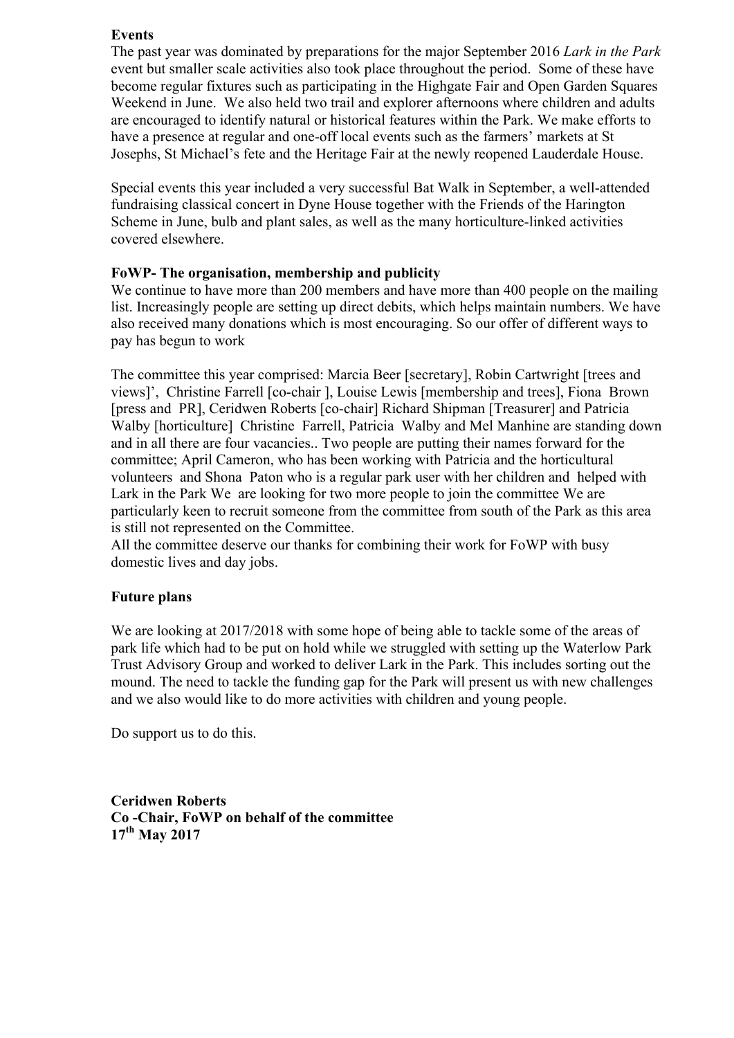**Events**

The past year was dominated by preparations for the major September 2016 *Lark in the Park* event but smaller scale activities also took place throughout the period. Some of these have become regular fixtures such as participating in the Highgate Fair and Open Garden Squares Weekend in June. We also held two trail and explorer afternoons where children and adults are encouraged to identify natural or historical features within the Park. We make efforts to have a presence at regular and one-off local events such as the farmers' markets at St Josephs, St Michael's fete and the Heritage Fair at the newly reopened Lauderdale House.

Special events this year included a very successful Bat Walk in September, a well-attended fundraising classical concert in Dyne House together with the Friends of the Harington Scheme in June, bulb and plant sales, as well as the many horticulture-linked activities covered elsewhere.

**FoWP- The organisation, membership and publicity**

We continue to have more than 200 members and have more than 400 people on the mailing list. Increasingly people are setting up direct debits, which helps maintain numbers. We have also received many donations which is most encouraging. So our offer of different ways to pay has begun to work

The committee this year comprised: Marcia Beer [secretary], Robin Cartwright [trees and views]', Christine Farrell [co-chair ], Louise Lewis [membership and trees], Fiona Brown [press and PR], Ceridwen Roberts [co-chair] Richard Shipman [Treasurer] and Patricia Walby [horticulture] Christine Farrell, Patricia Walby and Mel Manhine are standing down and in all there are four vacancies.. Two people are putting their names forward for the committee; April Cameron, who has been working with Patricia and the horticultural volunteers and Shona Paton who is a regular park user with her children and helped with Lark in the Park We are looking for two more people to join the committee We are particularly keen to recruit someone from the committee from south of the Park as this area is still not represented on the Committee.
All the committee deserve our thanks for combining their work for FoWP with busy domestic lives and day jobs.

**Future plans**

We are looking at 2017/2018 with some hope of being able to tackle some of the areas of park life which had to be put on hold while we struggled with setting up the Waterlow Park Trust Advisory Group and worked to deliver Lark in the Park. This includes sorting out the mound. The need to tackle the funding gap for the Park will present us with new challenges and we also would like to do more activities with children and young people.

Do support us to do this.

**Ceridwen Roberts**
**Co -Chair, FoWP on behalf of the committee**
**17th May 2017**